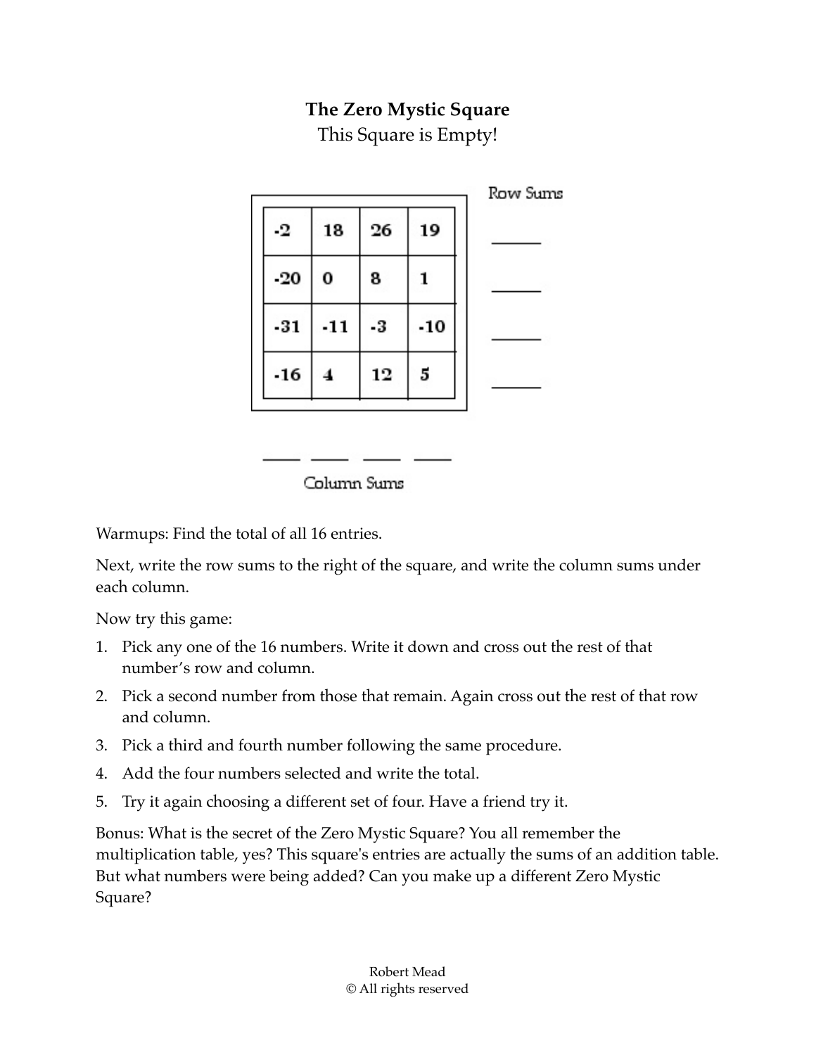# The Zero Mystic Square

This Square is Empty!

| | | | | Row Sums |
|---|---|---|---|---|
| -2 | 18 | 26 | 19 | ____ |
| -20 | 0 | 8 | 1 | ____ |
| -31 | -11 | -3 | -10 | ____ |
| -16 | 4 | 12 | 5 | ____ |
| ____ | ____ | ____ | ____ | |

Column Sums

Warmups: Find the total of all 16 entries.

Next, write the row sums to the right of the square, and write the column sums under each column.

Now try this game:

1. Pick any one of the 16 numbers. Write it down and cross out the rest of that number's row and column.
2. Pick a second number from those that remain. Again cross out the rest of that row and column.
3. Pick a third and fourth number following the same procedure.
4. Add the four numbers selected and write the total.
5. Try it again choosing a different set of four. Have a friend try it.

Bonus: What is the secret of the Zero Mystic Square? You all remember the multiplication table, yes? This square's entries are actually the sums of an addition table. But what numbers were being added? Can you make up a different Zero Mystic Square?

Robert Mead
© All rights reserved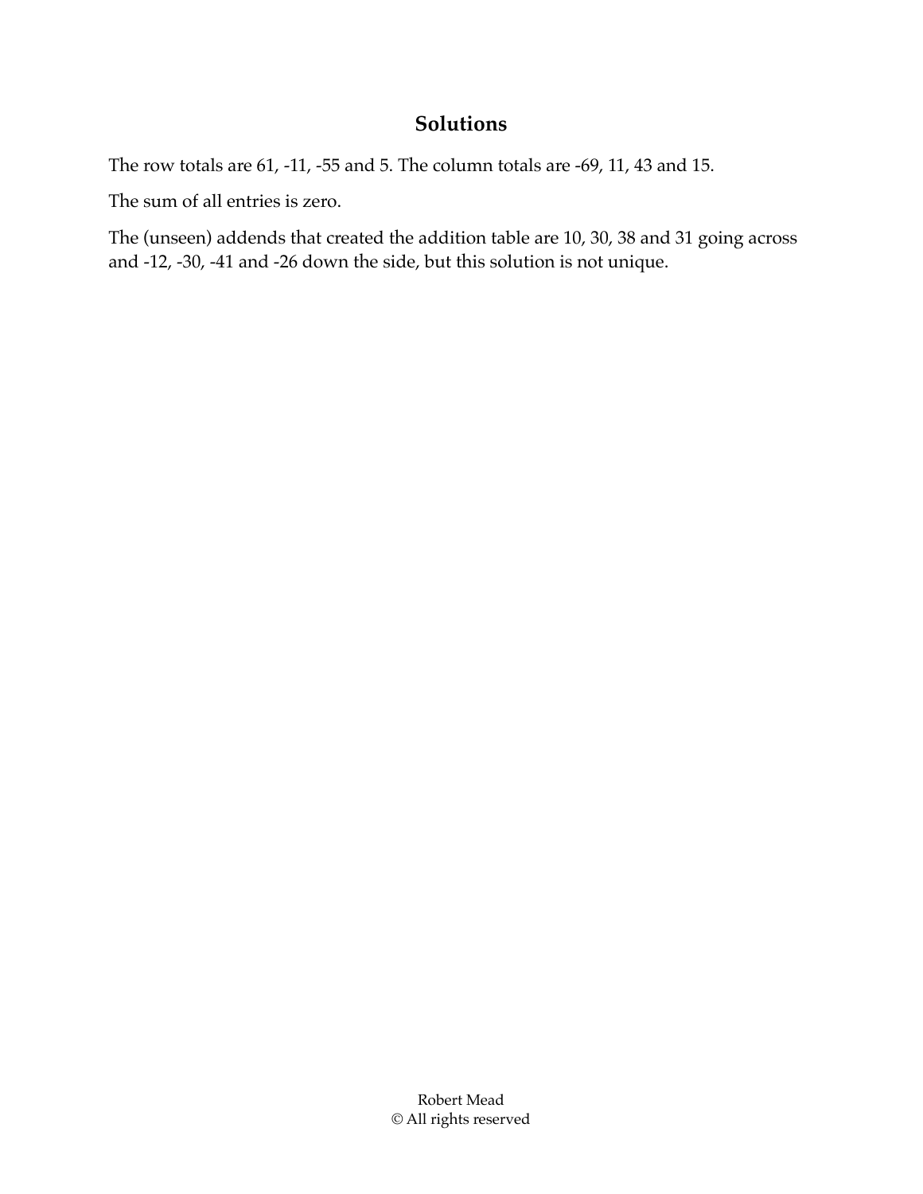## Solutions

The row totals are 61, -11, -55 and 5. The column totals are -69, 11, 43 and 15.

The sum of all entries is zero.

The (unseen) addends that created the addition table are 10, 30, 38 and 31 going across and -12, -30, -41 and -26 down the side, but this solution is not unique.

Robert Mead
© All rights reserved